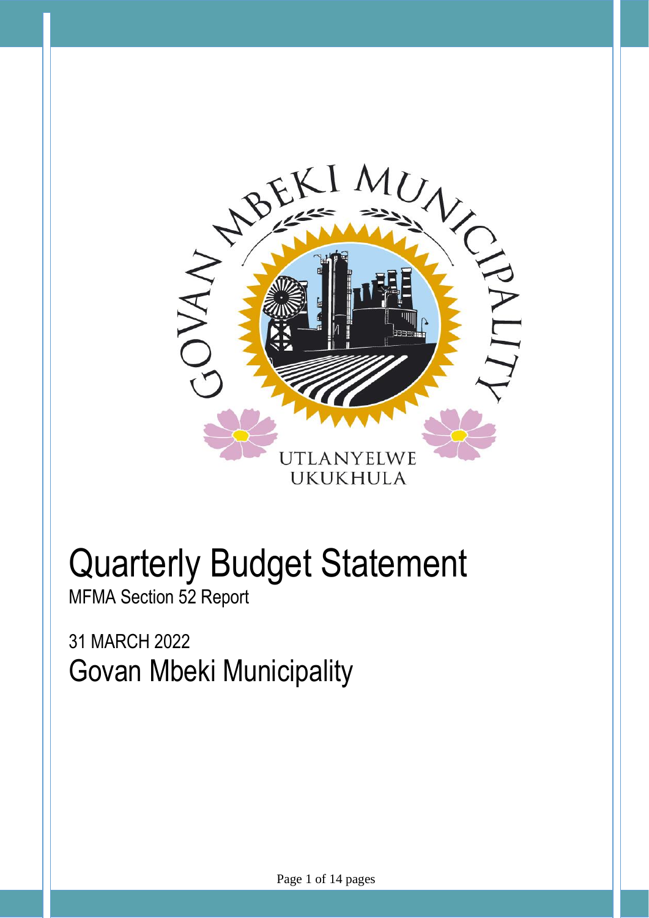# Quarterly Budget Statement

MFMA Section 52 Report

31 MARCH 2022

## Govan Mbeki Municipality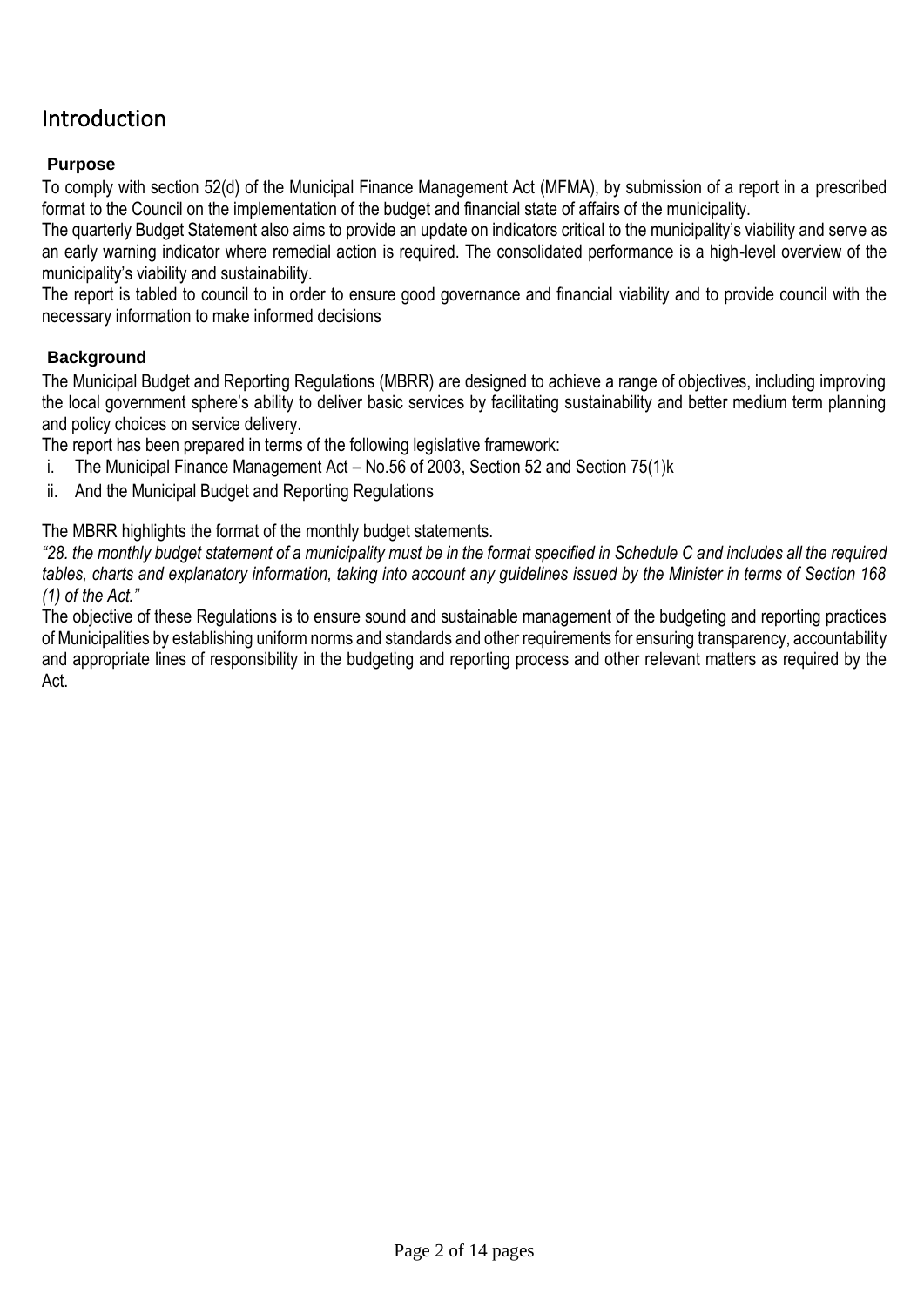# Introduction

### Purpose

To comply with section 52(d) of the Municipal Finance Management Act (MFMA), by submission of a report in a prescribed format to the Council on the implementation of the budget and financial state of affairs of the municipality.

The quarterly Budget Statement also aims to provide an update on indicators critical to the municipality's viability and serve as an early warning indicator where remedial action is required. The consolidated performance is a high-level overview of the municipality's viability and sustainability.

The report is tabled to council to in order to ensure good governance and financial viability and to provide council with the necessary information to make informed decisions

### Background

The Municipal Budget and Reporting Regulations (MBRR) are designed to achieve a range of objectives, including improving the local government sphere's ability to deliver basic services by facilitating sustainability and better medium term planning and policy choices on service delivery.

The report has been prepared in terms of the following legislative framework:

i. The Municipal Finance Management Act – No.56 of 2003, Section 52 and Section 75(1)k
ii. And the Municipal Budget and Reporting Regulations

The MBRR highlights the format of the monthly budget statements.

*"28. the monthly budget statement of a municipality must be in the format specified in Schedule C and includes all the required tables, charts and explanatory information, taking into account any guidelines issued by the Minister in terms of Section 168 (1) of the Act."*

The objective of these Regulations is to ensure sound and sustainable management of the budgeting and reporting practices of Municipalities by establishing uniform norms and standards and other requirements for ensuring transparency, accountability and appropriate lines of responsibility in the budgeting and reporting process and other relevant matters as required by the Act.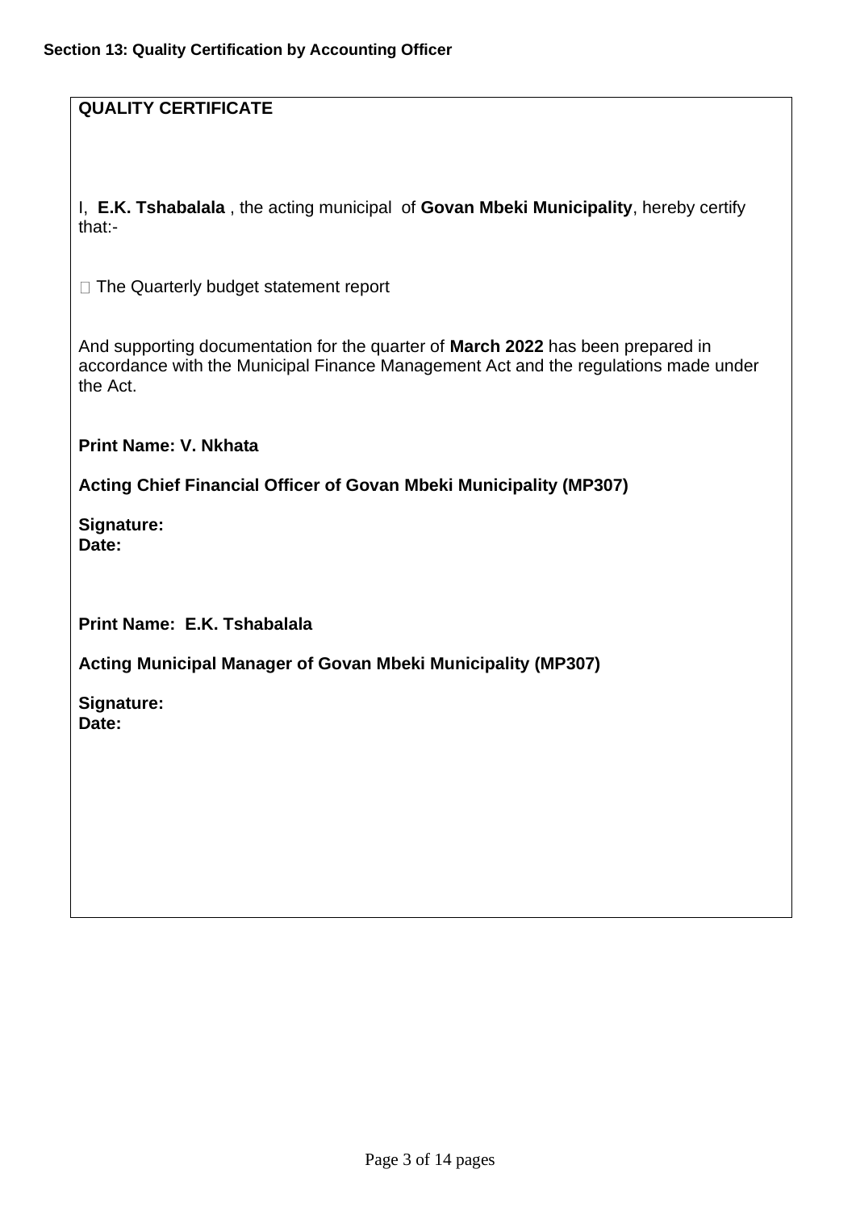**Section 13: Quality Certification by Accounting Officer**

**QUALITY CERTIFICATE**

I, **E.K. Tshabalala** , the acting municipal of **Govan Mbeki Municipality**, hereby certify that:-

- The Quarterly budget statement report

And supporting documentation for the quarter of **March 2022** has been prepared in accordance with the Municipal Finance Management Act and the regulations made under the Act.

**Print Name: V. Nkhata**

**Acting Chief Financial Officer of Govan Mbeki Municipality (MP307)**

**Signature:**
**Date:**

**Print Name: E.K. Tshabalala**

**Acting Municipal Manager of Govan Mbeki Municipality (MP307)**

**Signature:**
**Date:**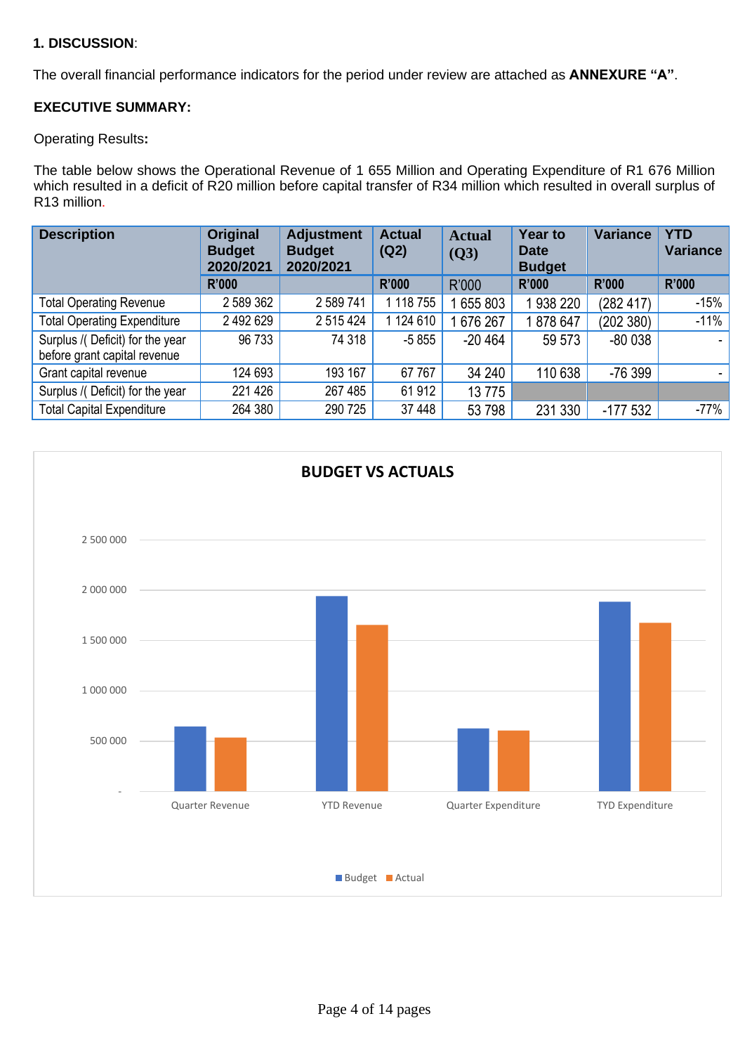**1. DISCUSSION**:

The overall financial performance indicators for the period under review are attached as **ANNEXURE "A"**.

**EXECUTIVE SUMMARY:**

Operating Results**:**

The table below shows the Operational Revenue of 1 655 Million and Operating Expenditure of R1 676 Million which resulted in a deficit of R20 million before capital transfer of R34 million which resulted in overall surplus of R13 million.

| Description | Original Budget 2020/2021 | Adjustment Budget 2020/2021 | Actual (Q2) | Actual (Q3) | Year to Date Budget | Variance | YTD Variance |
|---|---|---|---|---|---|---|---|
| | R'000 | | R'000 | R'000 | R'000 | R'000 | R'000 |
| Total Operating Revenue | 2 589 362 | 2 589 741 | 1 118 755 | 1 655 803 | 1 938 220 | (282 417) | -15% |
| Total Operating Expenditure | 2 492 629 | 2 515 424 | 1 124 610 | 1 676 267 | 1 878 647 | (202 380) | -11% |
| Surplus /( Deficit) for the year before grant capital revenue | 96 733 | 74 318 | -5 855 | -20 464 | 59 573 | -80 038 | - |
| Grant capital revenue | 124 693 | 193 167 | 67 767 | 34 240 | 110 638 | -76 399 | - |
| Surplus /( Deficit) for the year | 221 426 | 267 485 | 61 912 | 13 775 | | | |
| Total Capital Expenditure | 264 380 | 290 725 | 37 448 | 53 798 | 231 330 | -177 532 | -77% |

**BUDGET VS ACTUALS**

| | Budget | Actual |
|---|---|---|
| Quarter Revenue | | |
| YTD Revenue | | |
| Quarter Expenditure | | |
| TYD Expenditure | | |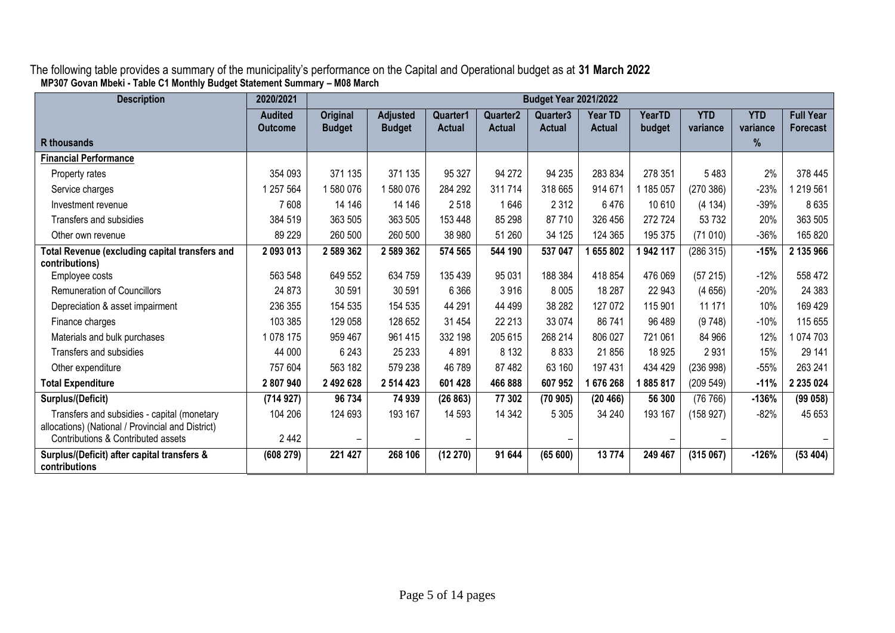The following table provides a summary of the municipality's performance on the Capital and Operational budget as at **31 March 2022**

**MP307 Govan Mbeki - Table C1 Monthly Budget Statement Summary – M08 March**

| Description | 2020/2021 | Budget Year 2021/2022 | | | | | | | | | |
|---|---|---|---|---|---|---|---|---|---|---|---|
| | Audited Outcome | Original Budget | Adjusted Budget | Quarter1 Actual | Quarter2 Actual | Quarter3 Actual | Year TD Actual | YearTD budget | YTD variance | YTD variance | Full Year Forecast |
| **R thousands** | | | | | | | | | | **%** | |
| **Financial Performance** | | | | | | | | | | | |
| Property rates | 354 093 | 371 135 | 371 135 | 95 327 | 94 272 | 94 235 | 283 834 | 278 351 | 5 483 | 2% | 378 445 |
| Service charges | 1 257 564 | 1 580 076 | 1 580 076 | 284 292 | 311 714 | 318 665 | 914 671 | 1 185 057 | (270 386) | -23% | 1 219 561 |
| Investment revenue | 7 608 | 14 146 | 14 146 | 2 518 | 1 646 | 2 312 | 6 476 | 10 610 | (4 134) | -39% | 8 635 |
| Transfers and subsidies | 384 519 | 363 505 | 363 505 | 153 448 | 85 298 | 87 710 | 326 456 | 272 724 | 53 732 | 20% | 363 505 |
| Other own revenue | 89 229 | 260 500 | 260 500 | 38 980 | 51 260 | 34 125 | 124 365 | 195 375 | (71 010) | -36% | 165 820 |
| **Total Revenue (excluding capital transfers and contributions)** | **2 093 013** | **2 589 362** | **2 589 362** | **574 565** | **544 190** | **537 047** | **1 655 802** | **1 942 117** | (286 315) | **-15%** | **2 135 966** |
| Employee costs | 563 548 | 649 552 | 634 759 | 135 439 | 95 031 | 188 384 | 418 854 | 476 069 | (57 215) | -12% | 558 472 |
| Remuneration of Councillors | 24 873 | 30 591 | 30 591 | 6 366 | 3 916 | 8 005 | 18 287 | 22 943 | (4 656) | -20% | 24 383 |
| Depreciation & asset impairment | 236 355 | 154 535 | 154 535 | 44 291 | 44 499 | 38 282 | 127 072 | 115 901 | 11 171 | 10% | 169 429 |
| Finance charges | 103 385 | 129 058 | 128 652 | 31 454 | 22 213 | 33 074 | 86 741 | 96 489 | (9 748) | -10% | 115 655 |
| Materials and bulk purchases | 1 078 175 | 959 467 | 961 415 | 332 198 | 205 615 | 268 214 | 806 027 | 721 061 | 84 966 | 12% | 1 074 703 |
| Transfers and subsidies | 44 000 | 6 243 | 25 233 | 4 891 | 8 132 | 8 833 | 21 856 | 18 925 | 2 931 | 15% | 29 141 |
| Other expenditure | 757 604 | 563 182 | 579 238 | 46 789 | 87 482 | 63 160 | 197 431 | 434 429 | (236 998) | -55% | 263 241 |
| **Total Expenditure** | **2 807 940** | **2 492 628** | **2 514 423** | **601 428** | **466 888** | **607 952** | **1 676 268** | **1 885 817** | (209 549) | **-11%** | **2 235 024** |
| **Surplus/(Deficit)** | **(714 927)** | **96 734** | **74 939** | **(26 863)** | **77 302** | **(70 905)** | **(20 466)** | **56 300** | (76 766) | **-136%** | **(99 058)** |
| Transfers and subsidies - capital (monetary allocations) (National / Provincial and District) | 104 206 | 124 693 | 193 167 | 14 593 | 14 342 | 5 305 | 34 240 | 193 167 | (158 927) | -82% | 45 653 |
| Contributions & Contributed assets | 2 442 | – | – | – | | – | | – | – | | – |
| **Surplus/(Deficit) after capital transfers & contributions** | **(608 279)** | **221 427** | **268 106** | **(12 270)** | **91 644** | **(65 600)** | **13 774** | **249 467** | **(315 067)** | **-126%** | **(53 404)** |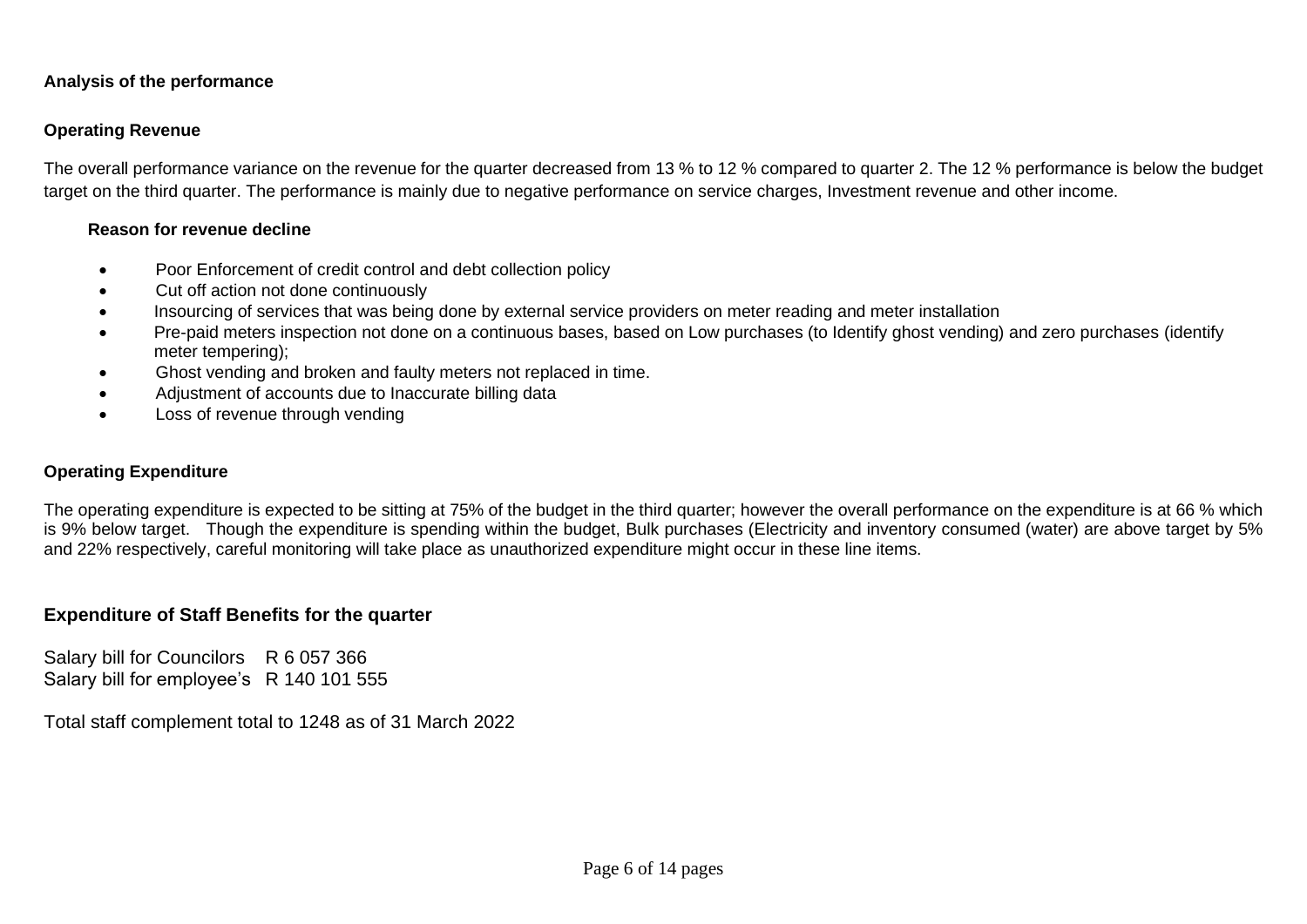**Analysis of the performance**

**Operating Revenue**

The overall performance variance on the revenue for the quarter decreased from 13 % to 12 % compared to quarter 2. The 12 % performance is below the budget target on the third quarter. The performance is mainly due to negative performance on service charges, Investment revenue and other income.

**Reason for revenue decline**

- Poor Enforcement of credit control and debt collection policy
- Cut off action not done continuously
- Insourcing of services that was being done by external service providers on meter reading and meter installation
- Pre-paid meters inspection not done on a continuous bases, based on Low purchases (to Identify ghost vending) and zero purchases (identify meter tempering);
- Ghost vending and broken and faulty meters not replaced in time.
- Adjustment of accounts due to Inaccurate billing data
- Loss of revenue through vending

**Operating Expenditure**

The operating expenditure is expected to be sitting at 75% of the budget in the third quarter; however the overall performance on the expenditure is at 66 % which is 9% below target. Though the expenditure is spending within the budget, Bulk purchases (Electricity and inventory consumed (water) are above target by 5% and 22% respectively, careful monitoring will take place as unauthorized expenditure might occur in these line items.

## Expenditure of Staff Benefits for the quarter

Salary bill for Councilors R 6 057 366
Salary bill for employee's R 140 101 555

Total staff complement total to 1248 as of 31 March 2022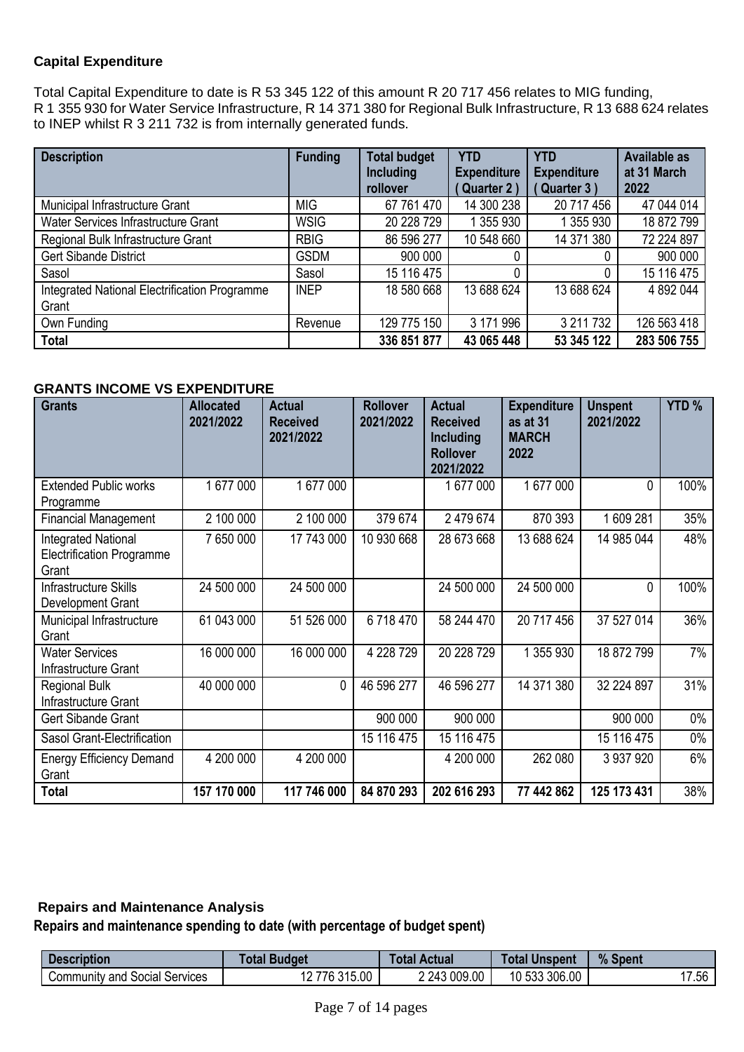### Capital Expenditure

Total Capital Expenditure to date is R 53 345 122 of this amount R 20 717 456 relates to MIG funding, R 1 355 930 for Water Service Infrastructure, R 14 371 380 for Regional Bulk Infrastructure, R 13 688 624 relates to INEP whilst R 3 211 732 is from internally generated funds.

| Description | Funding | Total budget Including rollover | YTD Expenditure ( Quarter 2 ) | YTD Expenditure ( Quarter 3 ) | Available as at 31 March 2022 |
|---|---|---|---|---|---|
| Municipal Infrastructure Grant | MIG | 67 761 470 | 14 300 238 | 20 717 456 | 47 044 014 |
| Water Services Infrastructure Grant | WSIG | 20 228 729 | 1 355 930 | 1 355 930 | 18 872 799 |
| Regional Bulk Infrastructure Grant | RBIG | 86 596 277 | 10 548 660 | 14 371 380 | 72 224 897 |
| Gert Sibande District | GSDM | 900 000 | 0 | 0 | 900 000 |
| Sasol | Sasol | 15 116 475 | 0 | 0 | 15 116 475 |
| Integrated National Electrification Programme Grant | INEP | 18 580 668 | 13 688 624 | 13 688 624 | 4 892 044 |
| Own Funding | Revenue | 129 775 150 | 3 171 996 | 3 211 732 | 126 563 418 |
| **Total** | | **336 851 877** | **43 065 448** | **53 345 122** | **283 506 755** |

### GRANTS INCOME VS EXPENDITURE

| Grants | Allocated 2021/2022 | Actual Received 2021/2022 | Rollover 2021/2022 | Actual Received Including Rollover 2021/2022 | Expenditure as at 31 MARCH 2022 | Unspent 2021/2022 | YTD % |
|---|---|---|---|---|---|---|---|
| Extended Public works Programme | 1 677 000 | 1 677 000 | | 1 677 000 | 1 677 000 | 0 | 100% |
| Financial Management | 2 100 000 | 2 100 000 | 379 674 | 2 479 674 | 870 393 | 1 609 281 | 35% |
| Integrated National Electrification Programme Grant | 7 650 000 | 17 743 000 | 10 930 668 | 28 673 668 | 13 688 624 | 14 985 044 | 48% |
| Infrastructure Skills Development Grant | 24 500 000 | 24 500 000 | | 24 500 000 | 24 500 000 | 0 | 100% |
| Municipal Infrastructure Grant | 61 043 000 | 51 526 000 | 6 718 470 | 58 244 470 | 20 717 456 | 37 527 014 | 36% |
| Water Services Infrastructure Grant | 16 000 000 | 16 000 000 | 4 228 729 | 20 228 729 | 1 355 930 | 18 872 799 | 7% |
| Regional Bulk Infrastructure Grant | 40 000 000 | 0 | 46 596 277 | 46 596 277 | 14 371 380 | 32 224 897 | 31% |
| Gert Sibande Grant | | | 900 000 | 900 000 | | 900 000 | 0% |
| Sasol Grant-Electrification | | | 15 116 475 | 15 116 475 | | 15 116 475 | 0% |
| Energy Efficiency Demand Grant | 4 200 000 | 4 200 000 | | 4 200 000 | 262 080 | 3 937 920 | 6% |
| **Total** | **157 170 000** | **117 746 000** | **84 870 293** | **202 616 293** | **77 442 862** | **125 173 431** | 38% |

### Repairs and Maintenance Analysis

**Repairs and maintenance spending to date (with percentage of budget spent)**

| Description | Total Budget | Total Actual | Total Unspent | % Spent |
|---|---|---|---|---|
| Community and Social Services | 12 776 315.00 | 2 243 009.00 | 10 533 306.00 | 17.56 |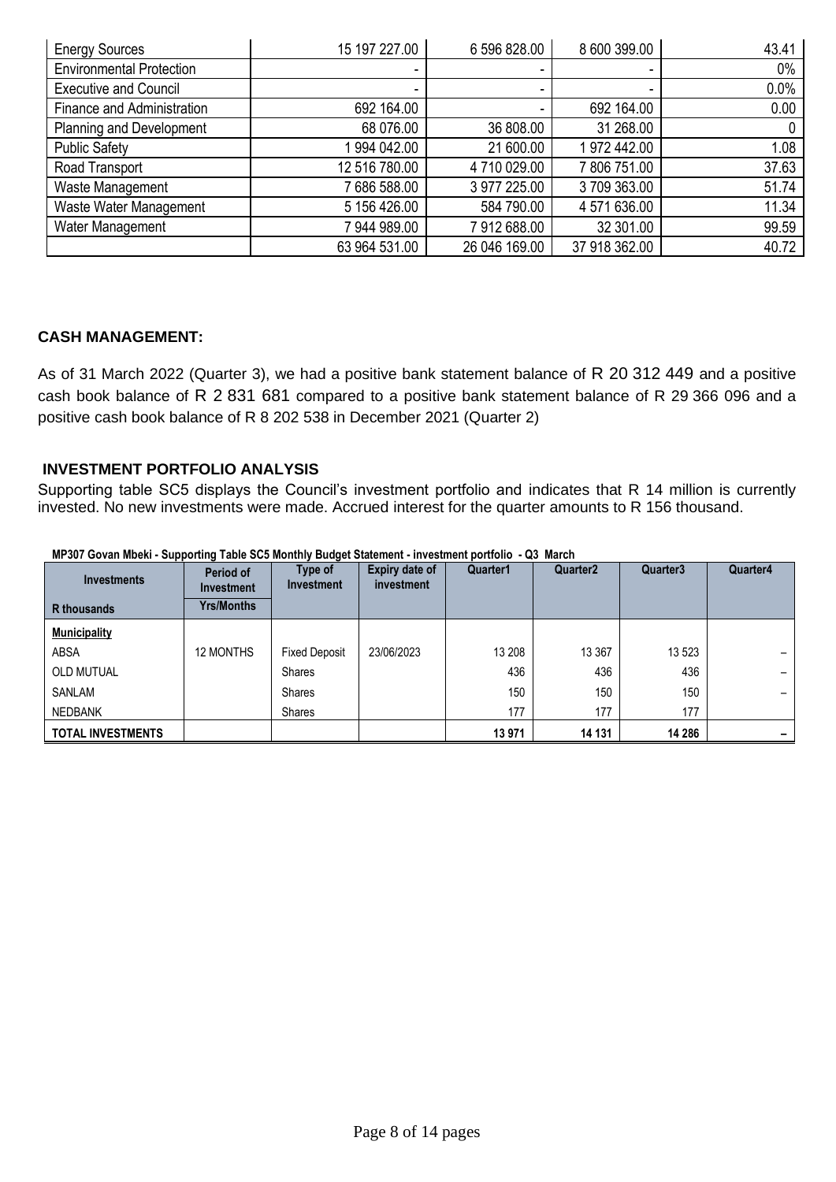| Energy Sources | 15 197 227.00 | 6 596 828.00 | 8 600 399.00 | 43.41 |
|---|---|---|---|---|
| Environmental Protection | - | - | - | 0% |
| Executive and Council | - | - | - | 0.0% |
| Finance and Administration | 692 164.00 | - | 692 164.00 | 0.00 |
| Planning and Development | 68 076.00 | 36 808.00 | 31 268.00 | 0 |
| Public Safety | 1 994 042.00 | 21 600.00 | 1 972 442.00 | 1.08 |
| Road Transport | 12 516 780.00 | 4 710 029.00 | 7 806 751.00 | 37.63 |
| Waste Management | 7 686 588.00 | 3 977 225.00 | 3 709 363.00 | 51.74 |
| Waste Water Management | 5 156 426.00 | 584 790.00 | 4 571 636.00 | 11.34 |
| Water Management | 7 944 989.00 | 7 912 688.00 | 32 301.00 | 99.59 |
| | 63 964 531.00 | 26 046 169.00 | 37 918 362.00 | 40.72 |

**CASH MANAGEMENT:**

As of 31 March 2022 (Quarter 3), we had a positive bank statement balance of R 20 312 449 and a positive cash book balance of R 2 831 681 compared to a positive bank statement balance of R 29 366 096 and a positive cash book balance of R 8 202 538 in December 2021 (Quarter 2)

**INVESTMENT PORTFOLIO ANALYSIS**

Supporting table SC5 displays the Council's investment portfolio and indicates that R 14 million is currently invested. No new investments were made. Accrued interest for the quarter amounts to R 156 thousand.

**MP307 Govan Mbeki - Supporting Table SC5 Monthly Budget Statement - investment portfolio - Q3 March**

| Investments | Period of Investment | Type of Investment | Expiry date of investment | Quarter1 | Quarter2 | Quarter3 | Quarter4 |
|---|---|---|---|---|---|---|---|
| R thousands | Yrs/Months | | | | | | |
| **Municipality** | | | | | | | |
| ABSA | 12 MONTHS | Fixed Deposit | 23/06/2023 | 13 208 | 13 367 | 13 523 | – |
| OLD MUTUAL | | Shares | | 436 | 436 | 436 | – |
| SANLAM | | Shares | | 150 | 150 | 150 | – |
| NEDBANK | | Shares | | 177 | 177 | 177 | |
| **TOTAL INVESTMENTS** | | | | **13 971** | **14 131** | **14 286** | **–** |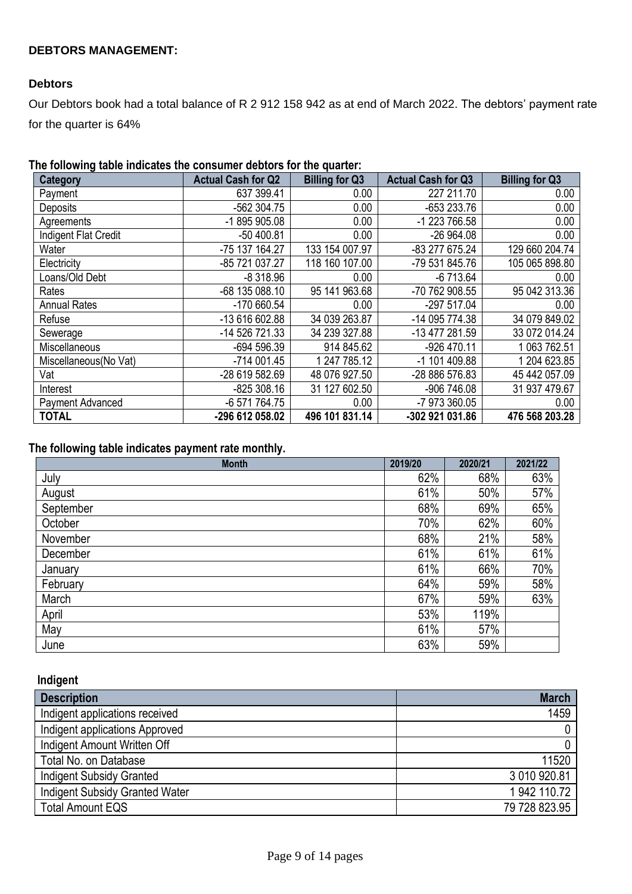**DEBTORS MANAGEMENT:**

**Debtors**

Our Debtors book had a total balance of R 2 912 158 942 as at end of March 2022. The debtors' payment rate for the quarter is 64%

**The following table indicates the consumer debtors for the quarter:**

| Category | Actual Cash for Q2 | Billing for Q3 | Actual Cash for Q3 | Billing for Q3 |
|---|---|---|---|---|
| Payment | 637 399.41 | 0.00 | 227 211.70 | 0.00 |
| Deposits | -562 304.75 | 0.00 | -653 233.76 | 0.00 |
| Agreements | -1 895 905.08 | 0.00 | -1 223 766.58 | 0.00 |
| Indigent Flat Credit | -50 400.81 | 0.00 | -26 964.08 | 0.00 |
| Water | -75 137 164.27 | 133 154 007.97 | -83 277 675.24 | 129 660 204.74 |
| Electricity | -85 721 037.27 | 118 160 107.00 | -79 531 845.76 | 105 065 898.80 |
| Loans/Old Debt | -8 318.96 | 0.00 | -6 713.64 | 0.00 |
| Rates | -68 135 088.10 | 95 141 963.68 | -70 762 908.55 | 95 042 313.36 |
| Annual Rates | -170 660.54 | 0.00 | -297 517.04 | 0.00 |
| Refuse | -13 616 602.88 | 34 039 263.87 | -14 095 774.38 | 34 079 849.02 |
| Sewerage | -14 526 721.33 | 34 239 327.88 | -13 477 281.59 | 33 072 014.24 |
| Miscellaneous | -694 596.39 | 914 845.62 | -926 470.11 | 1 063 762.51 |
| Miscellaneous(No Vat) | -714 001.45 | 1 247 785.12 | -1 101 409.88 | 1 204 623.85 |
| Vat | -28 619 582.69 | 48 076 927.50 | -28 886 576.83 | 45 442 057.09 |
| Interest | -825 308.16 | 31 127 602.50 | -906 746.08 | 31 937 479.67 |
| Payment Advanced | -6 571 764.75 | 0.00 | -7 973 360.05 | 0.00 |
| **TOTAL** | **-296 612 058.02** | **496 101 831.14** | **-302 921 031.86** | **476 568 203.28** |

**The following table indicates payment rate monthly.**

| Month | 2019/20 | 2020/21 | 2021/22 |
|---|---|---|---|
| July | 62% | 68% | 63% |
| August | 61% | 50% | 57% |
| September | 68% | 69% | 65% |
| October | 70% | 62% | 60% |
| November | 68% | 21% | 58% |
| December | 61% | 61% | 61% |
| January | 61% | 66% | 70% |
| February | 64% | 59% | 58% |
| March | 67% | 59% | 63% |
| April | 53% | 119% | |
| May | 61% | 57% | |
| June | 63% | 59% | |

**Indigent**

| Description | March |
|---|---|
| Indigent applications received | 1459 |
| Indigent applications Approved | 0 |
| Indigent Amount Written Off | 0 |
| Total No. on Database | 11520 |
| Indigent Subsidy Granted | 3 010 920.81 |
| Indigent Subsidy Granted Water | 1 942 110.72 |
| Total Amount EQS | 79 728 823.95 |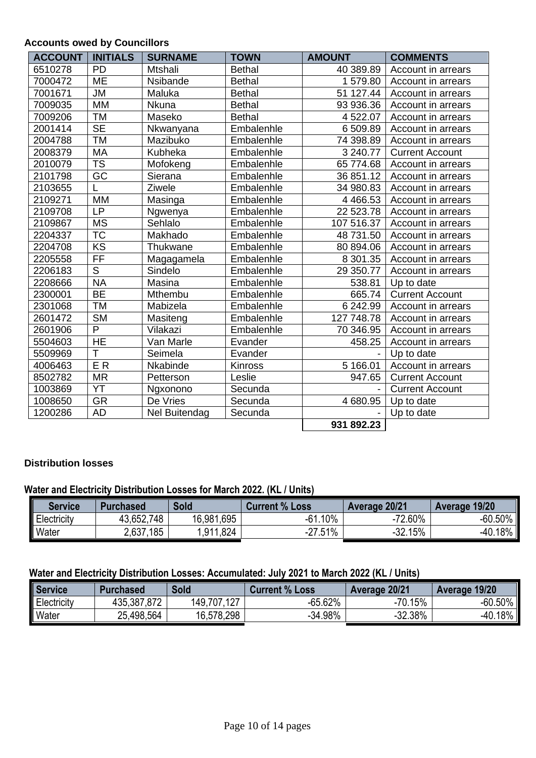**Accounts owed by Councillors**

| ACCOUNT | INITIALS | SURNAME | TOWN | AMOUNT | COMMENTS |
|---|---|---|---|---|---|
| 6510278 | PD | Mtshali | Bethal | 40 389.89 | Account in arrears |
| 7000472 | ME | Nsibande | Bethal | 1 579.80 | Account in arrears |
| 7001671 | JM | Maluka | Bethal | 51 127.44 | Account in arrears |
| 7009035 | MM | Nkuna | Bethal | 93 936.36 | Account in arrears |
| 7009206 | TM | Maseko | Bethal | 4 522.07 | Account in arrears |
| 2001414 | SE | Nkwanyana | Embalenhle | 6 509.89 | Account in arrears |
| 2004788 | TM | Mazibuko | Embalenhle | 74 398.89 | Account in arrears |
| 2008379 | MA | Kubheka | Embalenhle | 3 240.77 | Current Account |
| 2010079 | TS | Mofokeng | Embalenhle | 65 774.68 | Account in arrears |
| 2101798 | GC | Sierana | Embalenhle | 36 851.12 | Account in arrears |
| 2103655 | L | Ziwele | Embalenhle | 34 980.83 | Account in arrears |
| 2109271 | MM | Masinga | Embalenhle | 4 466.53 | Account in arrears |
| 2109708 | LP | Ngwenya | Embalenhle | 22 523.78 | Account in arrears |
| 2109867 | MS | Sehlalo | Embalenhle | 107 516.37 | Account in arrears |
| 2204337 | TC | Makhado | Embalenhle | 48 731.50 | Account in arrears |
| 2204708 | KS | Thukwane | Embalenhle | 80 894.06 | Account in arrears |
| 2205558 | FF | Magagamela | Embalenhle | 8 301.35 | Account in arrears |
| 2206183 | S | Sindelo | Embalenhle | 29 350.77 | Account in arrears |
| 2208666 | NA | Masina | Embalenhle | 538.81 | Up to date |
| 2300001 | BE | Mthembu | Embalenhle | 665.74 | Current Account |
| 2301068 | TM | Mabizela | Embalenhle | 6 242.99 | Account in arrears |
| 2601472 | SM | Masiteng | Embalenhle | 127 748.78 | Account in arrears |
| 2601906 | P | Vilakazi | Embalenhle | 70 346.95 | Account in arrears |
| 5504603 | HE | Van Marle | Evander | 458.25 | Account in arrears |
| 5509969 | T | Seimela | Evander | - | Up to date |
| 4006463 | E R | Nkabinde | Kinross | 5 166.01 | Account in arrears |
| 8502782 | MR | Petterson | Leslie | 947.65 | Current Account |
| 1003869 | YT | Ngxonono | Secunda | - | Current Account |
| 1008650 | GR | De Vries | Secunda | 4 680.95 | Up to date |
| 1200286 | AD | Nel Buitendag | Secunda | - | Up to date |
| | | | | **931 892.23** | |

**Distribution losses**

**Water and Electricity Distribution Losses for March 2022. (KL / Units)**

| Service | Purchased | Sold | Current % Loss | Average 20/21 | Average 19/20 |
|---|---|---|---|---|---|
| Electricity | 43,652,748 | 16,981,695 | -61.10% | -72.60% | -60.50% |
| Water | 2,637,185 | 1,911,824 | -27.51% | -32.15% | -40.18% |

**Water and Electricity Distribution Losses: Accumulated: July 2021 to March 2022 (KL / Units)**

| Service | Purchased | Sold | Current % Loss | Average 20/21 | Average 19/20 |
|---|---|---|---|---|---|
| Electricity | 435,387,872 | 149,707,127 | -65.62% | -70.15% | -60.50% |
| Water | 25,498,564 | 16,578,298 | -34.98% | -32.38% | -40.18% |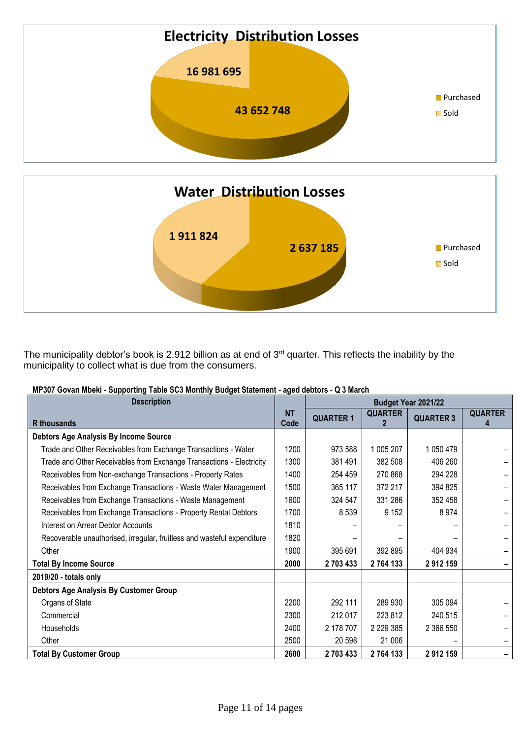## Electricity Distribution Losses

- Purchased: 43 652 748
- Sold: 16 981 695

## Water Distribution Losses

- Purchased: 2 637 185
- Sold: 1 911 824

The municipality debtor's book is 2.912 billion as at end of 3rd quarter. This reflects the inability by the municipality to collect what is due from the consumers.

**MP307 Govan Mbeki - Supporting Table SC3 Monthly Budget Statement - aged debtors - Q 3 March**

| Description | NT Code | Budget Year 2021/22 | | | |
|---|---|---|---|---|---|
| R thousands | | QUARTER 1 | QUARTER 2 | QUARTER 3 | QUARTER 4 |
| **Debtors Age Analysis By Income Source** | | | | | |
| Trade and Other Receivables from Exchange Transactions - Water | 1200 | 973 588 | 1 005 207 | 1 050 479 | – |
| Trade and Other Receivables from Exchange Transactions - Electricity | 1300 | 381 491 | 382 508 | 406 260 | – |
| Receivables from Non-exchange Transactions - Property Rates | 1400 | 254 459 | 270 868 | 294 228 | – |
| Receivables from Exchange Transactions - Waste Water Management | 1500 | 365 117 | 372 217 | 394 825 | – |
| Receivables from Exchange Transactions - Waste Management | 1600 | 324 547 | 331 286 | 352 458 | – |
| Receivables from Exchange Transactions - Property Rental Debtors | 1700 | 8 539 | 9 152 | 8 974 | – |
| Interest on Arrear Debtor Accounts | 1810 | – | – | – | – |
| Recoverable unauthorised, irregular, fruitless and wasteful expenditure | 1820 | – | – | – | – |
| Other | 1900 | 395 691 | 392 895 | 404 934 | – |
| **Total By Income Source** | **2000** | **2 703 433** | **2 764 133** | **2 912 159** | **–** |
| **2019/20 - totals only** | | | | | |
| **Debtors Age Analysis By Customer Group** | | | | | |
| Organs of State | 2200 | 292 111 | 289 930 | 305 094 | – |
| Commercial | 2300 | 212 017 | 223 812 | 240 515 | – |
| Households | 2400 | 2 178 707 | 2 229 385 | 2 366 550 | – |
| Other | 2500 | 20 598 | 21 006 | – | – |
| **Total By Customer Group** | **2600** | **2 703 433** | **2 764 133** | **2 912 159** | **–** |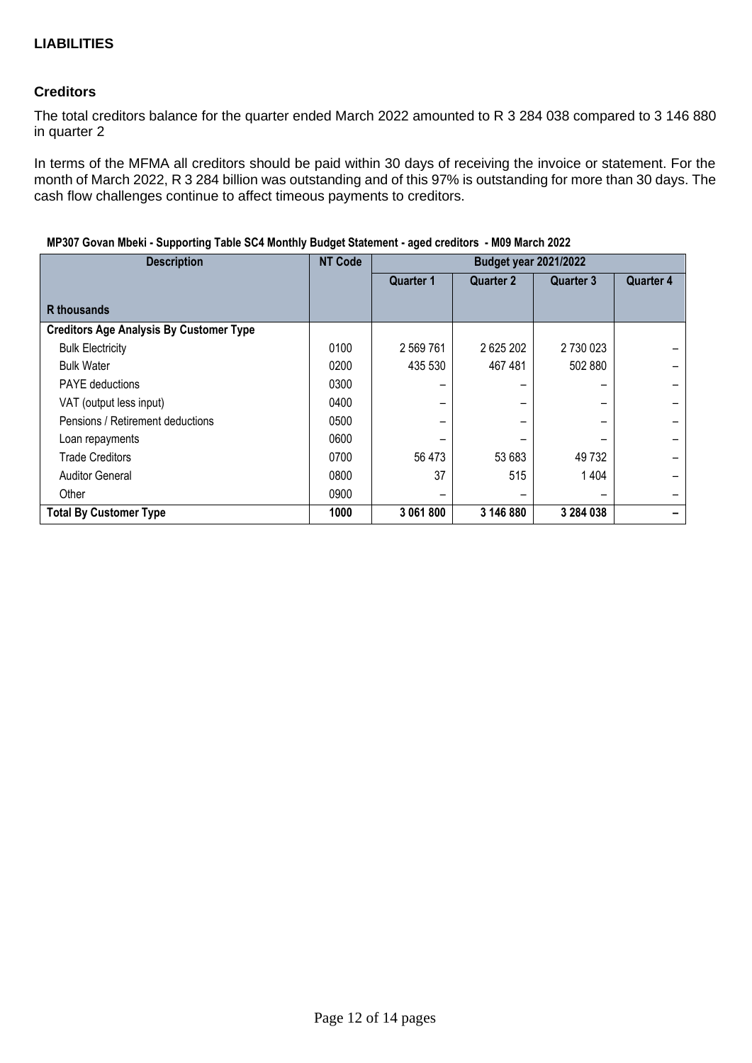**LIABILITIES**

**Creditors**

The total creditors balance for the quarter ended March 2022 amounted to R 3 284 038 compared to 3 146 880 in quarter 2

In terms of the MFMA all creditors should be paid within 30 days of receiving the invoice or statement. For the month of March 2022, R 3 284 billion was outstanding and of this 97% is outstanding for more than 30 days. The cash flow challenges continue to affect timeous payments to creditors.

**MP307 Govan Mbeki - Supporting Table SC4 Monthly Budget Statement - aged creditors - M09 March 2022**

| Description | NT Code | Budget year 2021/2022 | | | |
|---|---|---|---|---|---|
| | | Quarter 1 | Quarter 2 | Quarter 3 | Quarter 4 |
| **R thousands** | | | | | |
| **Creditors Age Analysis By Customer Type** | | | | | |
| Bulk Electricity | 0100 | 2 569 761 | 2 625 202 | 2 730 023 | – |
| Bulk Water | 0200 | 435 530 | 467 481 | 502 880 | – |
| PAYE deductions | 0300 | – | – | – | – |
| VAT (output less input) | 0400 | – | – | – | – |
| Pensions / Retirement deductions | 0500 | – | – | – | – |
| Loan repayments | 0600 | – | – | – | – |
| Trade Creditors | 0700 | 56 473 | 53 683 | 49 732 | – |
| Auditor General | 0800 | 37 | 515 | 1 404 | – |
| Other | 0900 | – | – | – | – |
| **Total By Customer Type** | **1000** | **3 061 800** | **3 146 880** | **3 284 038** | **–** |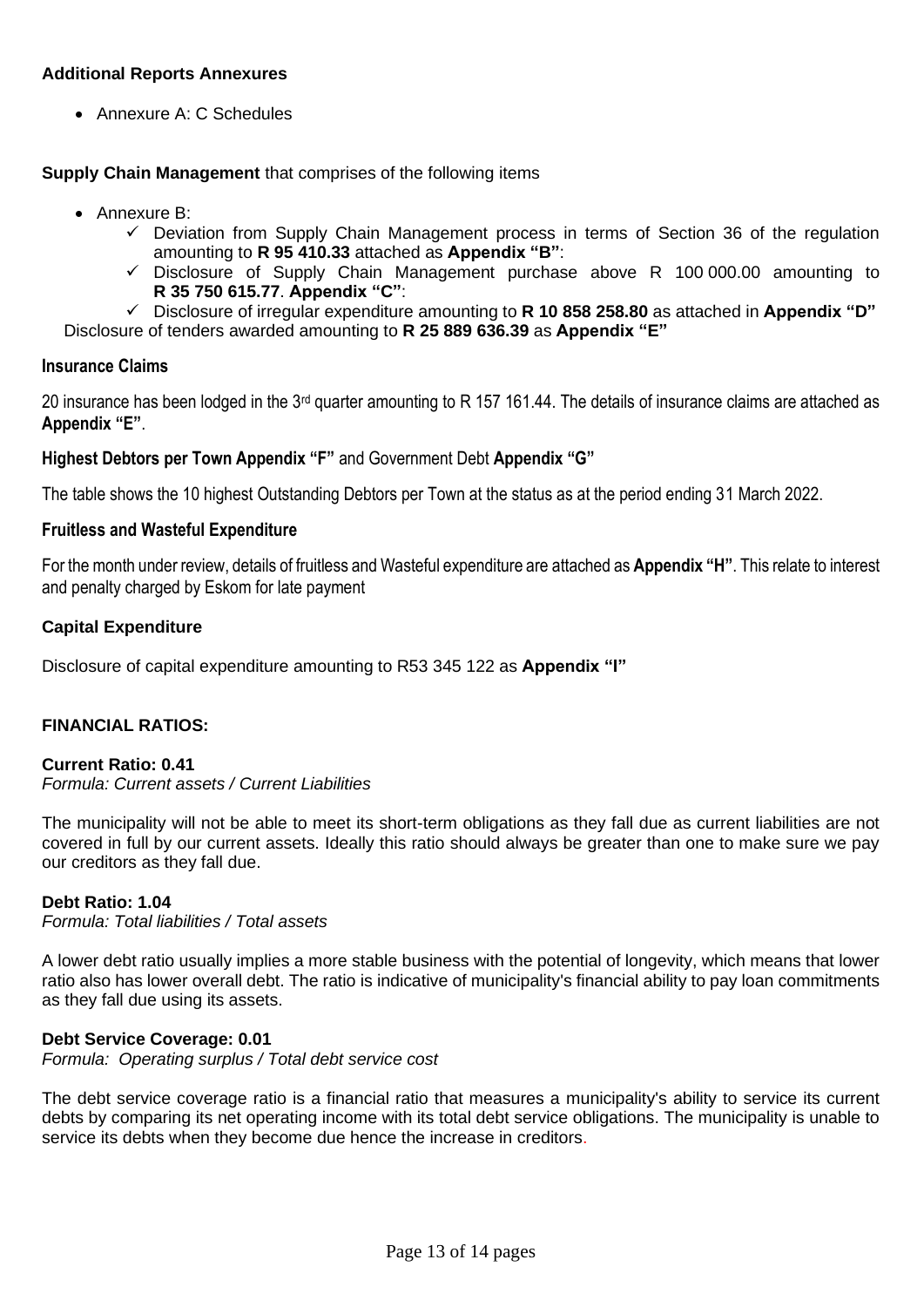**Additional Reports Annexures**

- Annexure A: C Schedules

**Supply Chain Management** that comprises of the following items

- Annexure B:
  - ✓ Deviation from Supply Chain Management process in terms of Section 36 of the regulation amounting to **R 95 410.33** attached as **Appendix "B"**:
  - ✓ Disclosure of Supply Chain Management purchase above R 100 000.00 amounting to **R 35 750 615.77**. **Appendix "C"**:
  - ✓ Disclosure of irregular expenditure amounting to **R 10 858 258.80** as attached in **Appendix "D"**

Disclosure of tenders awarded amounting to **R 25 889 636.39** as **Appendix "E"**

**Insurance Claims**

20 insurance has been lodged in the 3rd quarter amounting to R 157 161.44. The details of insurance claims are attached as **Appendix "E"**.

**Highest Debtors per Town Appendix "F"** and Government Debt **Appendix "G"**

The table shows the 10 highest Outstanding Debtors per Town at the status as at the period ending 31 March 2022.

**Fruitless and Wasteful Expenditure**

For the month under review, details of fruitless and Wasteful expenditure are attached as **Appendix "H"**. This relate to interest and penalty charged by Eskom for late payment

**Capital Expenditure**

Disclosure of capital expenditure amounting to R53 345 122 as **Appendix "I"**

**FINANCIAL RATIOS:**

**Current Ratio: 0.41**
*Formula: Current assets / Current Liabilities*

The municipality will not be able to meet its short-term obligations as they fall due as current liabilities are not covered in full by our current assets. Ideally this ratio should always be greater than one to make sure we pay our creditors as they fall due.

**Debt Ratio: 1.04**
*Formula: Total liabilities / Total assets*

A lower debt ratio usually implies a more stable business with the potential of longevity, which means that lower ratio also has lower overall debt. The ratio is indicative of municipality's financial ability to pay loan commitments as they fall due using its assets.

**Debt Service Coverage: 0.01**
*Formula: Operating surplus / Total debt service cost*

The debt service coverage ratio is a financial ratio that measures a municipality's ability to service its current debts by comparing its net operating income with its total debt service obligations. The municipality is unable to service its debts when they become due hence the increase in creditors.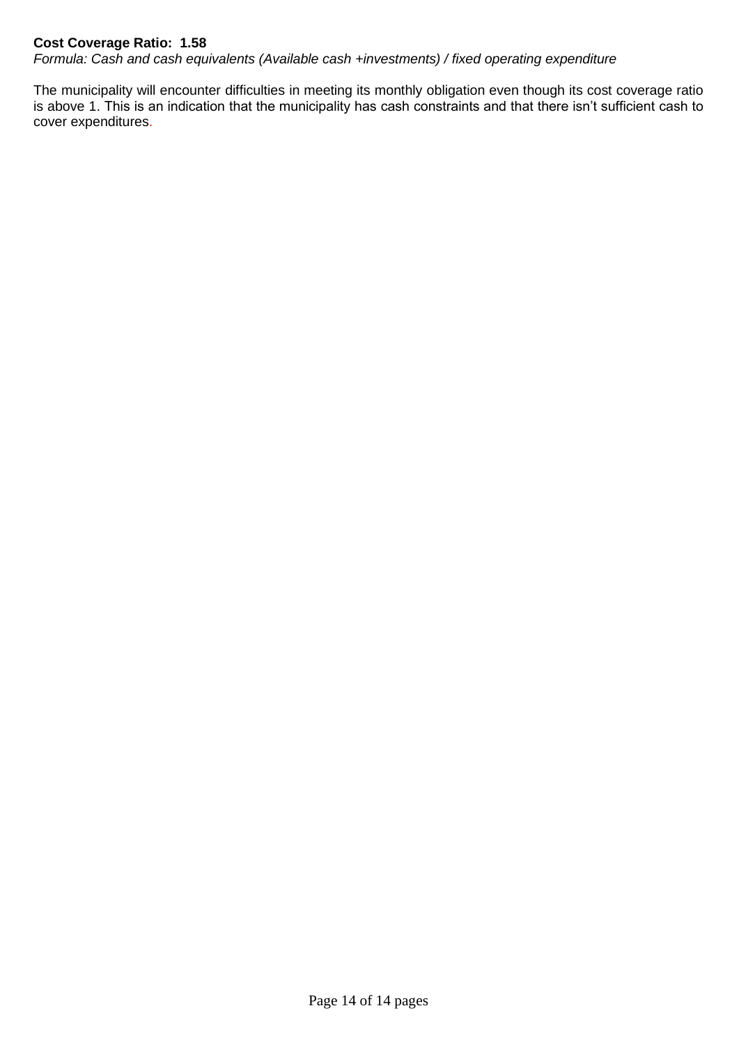**Cost Coverage Ratio: 1.58**

*Formula: Cash and cash equivalents (Available cash +investments) / fixed operating expenditure*

The municipality will encounter difficulties in meeting its monthly obligation even though its cost coverage ratio is above 1. This is an indication that the municipality has cash constraints and that there isn't sufficient cash to cover expenditures.